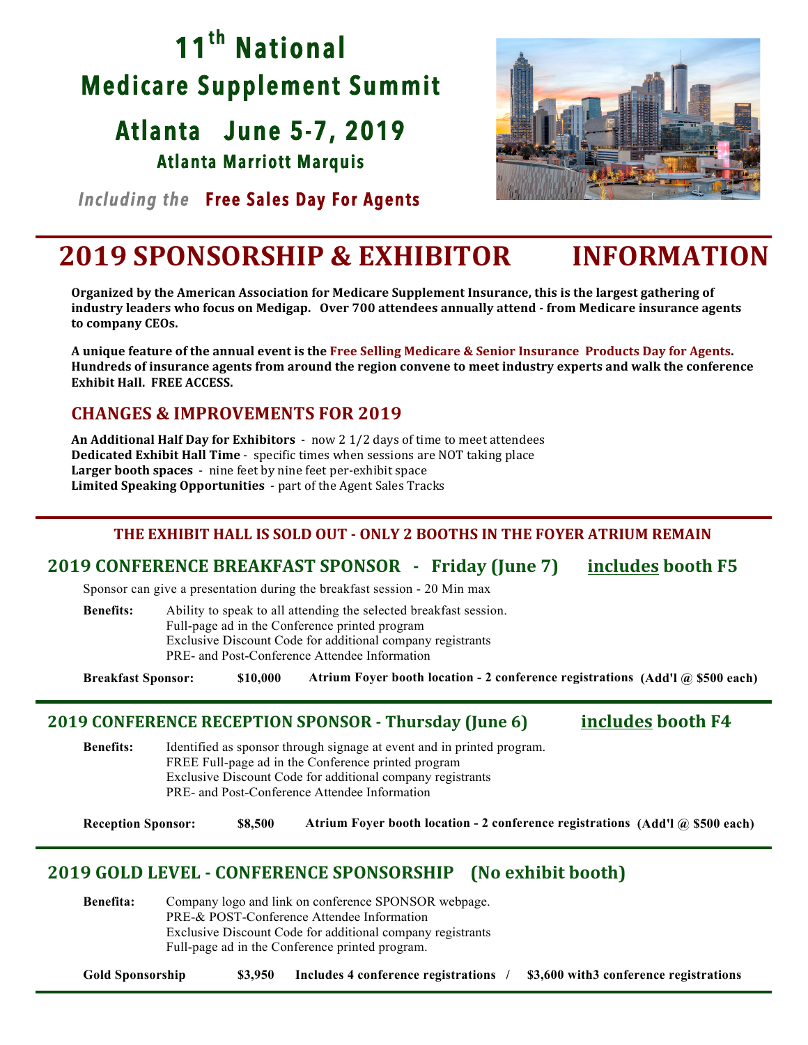# 11th National Medicare Supplement Summit

## Atlanta June 5-7, 2019

### Atlanta Marriott Marquis

*Including the* **Free Sales Day For Agents**

# 2019 SPONSORSHIP & EXHIBITOR INFORMATION

**Organized by the American Association for Medicare Supplement Insurance, this is the largest gathering of industry leaders who focus on Medigap. Over 700 attendees annually attend - from Medicare insurance agents to company CEOs.**

**A unique feature of the annual event is the Free Selling Medicare & Senior Insurance Products Day for Agents. Hundreds of insurance agents from around the region convene to meet industry experts and walk the conference Exhibit Hall. FREE ACCESS.**

## CHANGES & IMPROVEMENTS FOR 2019

**An Additional Half Day for Exhibitors** - now 2 1/2 days of time to meet attendees
**Dedicated Exhibit Hall Time** - specific times when sessions are NOT taking place
**Larger booth spaces** - nine feet by nine feet per-exhibit space
**Limited Speaking Opportunities** - part of the Agent Sales Tracks

**THE EXHIBIT HALL IS SOLD OUT - ONLY 2 BOOTHS IN THE FOYER ATRIUM REMAIN**

## 2019 CONFERENCE BREAKFAST SPONSOR - Friday (June 7) <u>includes</u> booth F5

Sponsor can give a presentation during the breakfast session - 20 Min max

**Benefits:**
Ability to speak to all attending the selected breakfast session.
Full-page ad in the Conference printed program
Exclusive Discount Code for additional company registrants
PRE- and Post-Conference Attendee Information

**Breakfast Sponsor: $10,000 Atrium Foyer booth location - 2 conference registrations (Add'l @ $500 each)**

## 2019 CONFERENCE RECEPTION SPONSOR - Thursday (June 6) <u>includes</u> booth F4

**Benefits:**
Identified as sponsor through signage at event and in printed program.
FREE Full-page ad in the Conference printed program
Exclusive Discount Code for additional company registrants
PRE- and Post-Conference Attendee Information

**Reception Sponsor: $8,500 Atrium Foyer booth location - 2 conference registrations (Add'l @ $500 each)**

## 2019 GOLD LEVEL - CONFERENCE SPONSORSHIP (No exhibit booth)

**Benefita:**
Company logo and link on conference SPONSOR webpage.
PRE-& POST-Conference Attendee Information
Exclusive Discount Code for additional company registrants
Full-page ad in the Conference printed program.

**Gold Sponsorship $3,950 Includes 4 conference registrations / $3,600 with3 conference registrations**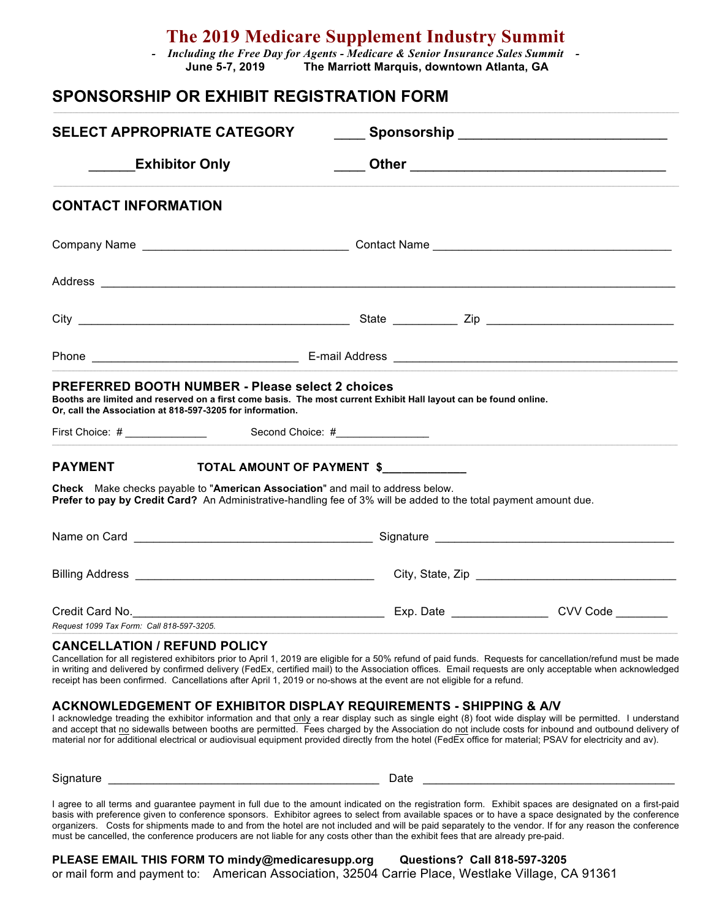# The 2019 Medicare Supplement Industry Summit

- *Including the Free Day for Agents - Medicare & Senior Insurance Sales Summit* -

**June 5-7, 2019 The Marriott Marquis, downtown Atlanta, GA**

## SPONSORSHIP OR EXHIBIT REGISTRATION FORM

**SELECT APPROPRIATE CATEGORY** ____ **Sponsorship** ___________________________

______**Exhibitor Only** ____ **Other** _________________________________

## CONTACT INFORMATION

Company Name _______________________________ Contact Name ___________________________________

Address ___________________________________________________________________________________

City _________________________________________ State __________ Zip ____________________________

Phone _______________________________ E-mail Address ___________________________________________

### PREFERRED BOOTH NUMBER - Please select 2 choices

**Booths are limited and reserved on a first come basis. The most current Exhibit Hall layout can be found online. Or, call the Association at 818-597-3205 for information.**

First Choice: # _____________ Second Choice: #_______________

### PAYMENT

**TOTAL AMOUNT OF PAYMENT $____________**

**Check** Make checks payable to "**American Association**" and mail to address below.
**Prefer to pay by Credit Card?** An Administrative-handling fee of 3% will be added to the total payment amount due.

Name on Card ____________________________________ Signature ____________________________________

Billing Address ____________________________________ City, State, Zip _______________________________

Credit Card No.______________________________________ Exp. Date _______________ CVV Code ________

*Request 1099 Tax Form: Call 818-597-3205.*

### CANCELLATION / REFUND POLICY

Cancellation for all registered exhibitors prior to April 1, 2019 are eligible for a 50% refund of paid funds. Requests for cancellation/refund must be made in writing and delivered by confirmed delivery (FedEx, certified mail) to the Association offices. Email requests are only acceptable when acknowledged receipt has been confirmed. Cancellations after April 1, 2019 or no-shows at the event are not eligible for a refund.

### ACKNOWLEDGEMENT OF EXHIBITOR DISPLAY REQUIREMENTS - SHIPPING & A/V

I acknowledge treading the exhibitor information and that only a rear display such as single eight (8) foot wide display will be permitted. I understand and accept that no sidewalls between booths are permitted. Fees charged by the Association do not include costs for inbound and outbound delivery of material nor for additional electrical or audiovisual equipment provided directly from the hotel (FedEx office for material; PSAV for electricity and av).

Signature __________________________________________ Date ________________________________________

I agree to all terms and guarantee payment in full due to the amount indicated on the registration form. Exhibit spaces are designated on a first-paid basis with preference given to conference sponsors. Exhibitor agrees to select from available spaces or to have a space designated by the conference organizers. Costs for shipments made to and from the hotel are not included and will be paid separately to the vendor. If for any reason the conference must be cancelled, the conference producers are not liable for any costs other than the exhibit fees that are already pre-paid.

**PLEASE EMAIL THIS FORM TO mindy@medicaresupp.org Questions? Call 818-597-3205**
or mail form and payment to: American Association, 32504 Carrie Place, Westlake Village, CA 91361